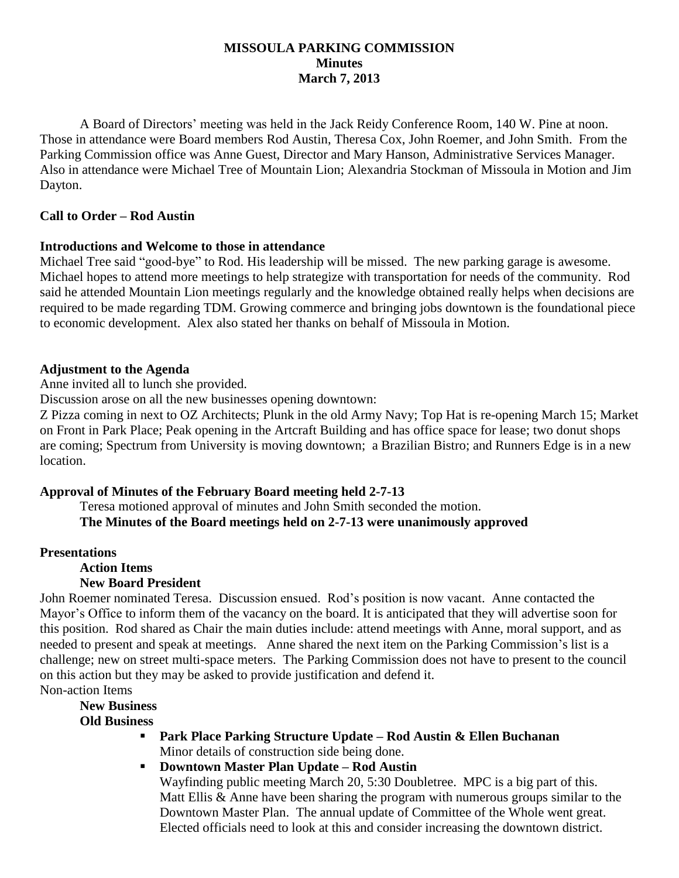# MISSOULA PARKING COMMISSION

**Minutes**

**March 7, 2013**

A Board of Directors' meeting was held in the Jack Reidy Conference Room, 140 W. Pine at noon. Those in attendance were Board members Rod Austin, Theresa Cox, John Roemer, and John Smith. From the Parking Commission office was Anne Guest, Director and Mary Hanson, Administrative Services Manager. Also in attendance were Michael Tree of Mountain Lion; Alexandria Stockman of Missoula in Motion and Jim Dayton.

**Call to Order – Rod Austin**

**Introductions and Welcome to those in attendance**

Michael Tree said "good-bye" to Rod. His leadership will be missed. The new parking garage is awesome. Michael hopes to attend more meetings to help strategize with transportation for needs of the community. Rod said he attended Mountain Lion meetings regularly and the knowledge obtained really helps when decisions are required to be made regarding TDM. Growing commerce and bringing jobs downtown is the foundational piece to economic development. Alex also stated her thanks on behalf of Missoula in Motion.

**Adjustment to the Agenda**

Anne invited all to lunch she provided.

Discussion arose on all the new businesses opening downtown:

Z Pizza coming in next to OZ Architects; Plunk in the old Army Navy; Top Hat is re-opening March 15; Market on Front in Park Place; Peak opening in the Artcraft Building and has office space for lease; two donut shops are coming; Spectrum from University is moving downtown; a Brazilian Bistro; and Runners Edge is in a new location.

**Approval of Minutes of the February Board meeting held 2-7-13**

Teresa motioned approval of minutes and John Smith seconded the motion.

**The Minutes of the Board meetings held on 2-7-13 were unanimously approved**

**Presentations**

**Action Items**

**New Board President**

John Roemer nominated Teresa. Discussion ensued. Rod's position is now vacant. Anne contacted the Mayor's Office to inform them of the vacancy on the board. It is anticipated that they will advertise soon for this position. Rod shared as Chair the main duties include: attend meetings with Anne, moral support, and as needed to present and speak at meetings. Anne shared the next item on the Parking Commission's list is a challenge; new on street multi-space meters. The Parking Commission does not have to present to the council on this action but they may be asked to provide justification and defend it.

Non-action Items

**New Business**

**Old Business**

- **Park Place Parking Structure Update – Rod Austin & Ellen Buchanan**
  Minor details of construction side being done.
- **Downtown Master Plan Update – Rod Austin**
  Wayfinding public meeting March 20, 5:30 Doubletree. MPC is a big part of this. Matt Ellis & Anne have been sharing the program with numerous groups similar to the Downtown Master Plan. The annual update of Committee of the Whole went great. Elected officials need to look at this and consider increasing the downtown district.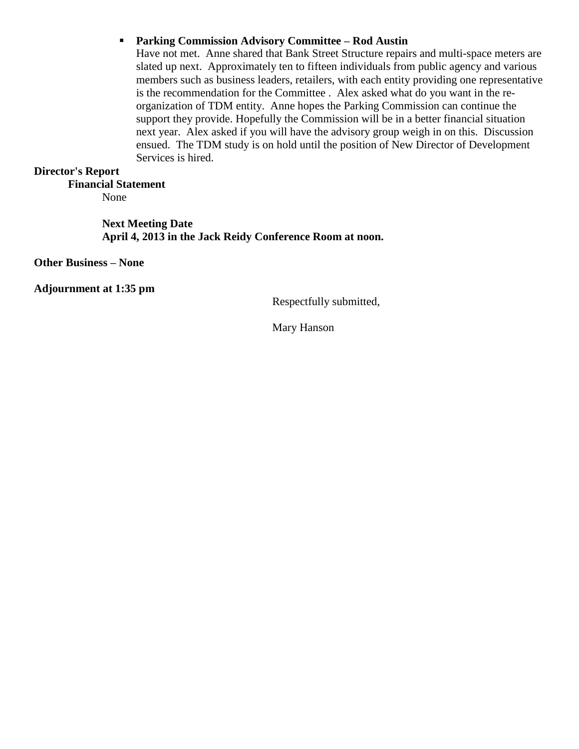- **Parking Commission Advisory Committee – Rod Austin**
  Have not met. Anne shared that Bank Street Structure repairs and multi-space meters are slated up next. Approximately ten to fifteen individuals from public agency and various members such as business leaders, retailers, with each entity providing one representative is the recommendation for the Committee . Alex asked what do you want in the re-organization of TDM entity. Anne hopes the Parking Commission can continue the support they provide. Hopefully the Commission will be in a better financial situation next year. Alex asked if you will have the advisory group weigh in on this. Discussion ensued. The TDM study is on hold until the position of New Director of Development Services is hired.

**Director's Report**

**Financial Statement**

None

**Next Meeting Date**
**April 4, 2013 in the Jack Reidy Conference Room at noon.**

**Other Business – None**

**Adjournment at 1:35 pm**

Respectfully submitted,

Mary Hanson